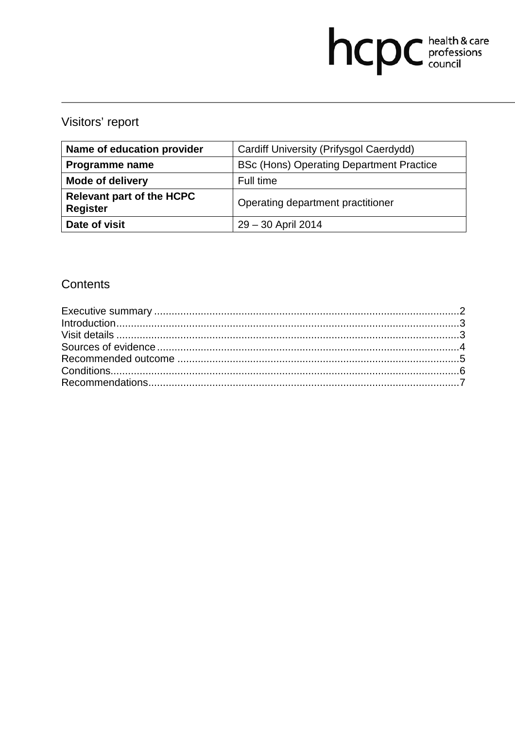hcpc health & care professions council

# Visitors' report

| Name of education provider | Cardiff University (Prifysgol Caerdydd) |
|---|---|
| Programme name | BSc (Hons) Operating Department Practice |
| Mode of delivery | Full time |
| Relevant part of the HCPC Register | Operating department practitioner |
| Date of visit | 29 – 30 April 2014 |

## Contents

Executive summary ........................................................................................................2
Introduction.....................................................................................................................3
Visit details .....................................................................................................................3
Sources of evidence .......................................................................................................4
Recommended outcome ................................................................................................5
Conditions.......................................................................................................................6
Recommendations..........................................................................................................7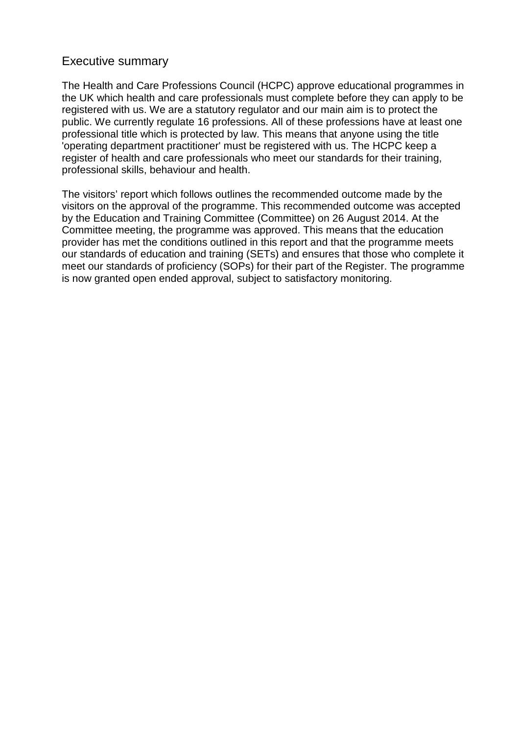## Executive summary

The Health and Care Professions Council (HCPC) approve educational programmes in the UK which health and care professionals must complete before they can apply to be registered with us. We are a statutory regulator and our main aim is to protect the public. We currently regulate 16 professions. All of these professions have at least one professional title which is protected by law. This means that anyone using the title 'operating department practitioner' must be registered with us. The HCPC keep a register of health and care professionals who meet our standards for their training, professional skills, behaviour and health.

The visitors' report which follows outlines the recommended outcome made by the visitors on the approval of the programme. This recommended outcome was accepted by the Education and Training Committee (Committee) on 26 August 2014. At the Committee meeting, the programme was approved. This means that the education provider has met the conditions outlined in this report and that the programme meets our standards of education and training (SETs) and ensures that those who complete it meet our standards of proficiency (SOPs) for their part of the Register. The programme is now granted open ended approval, subject to satisfactory monitoring.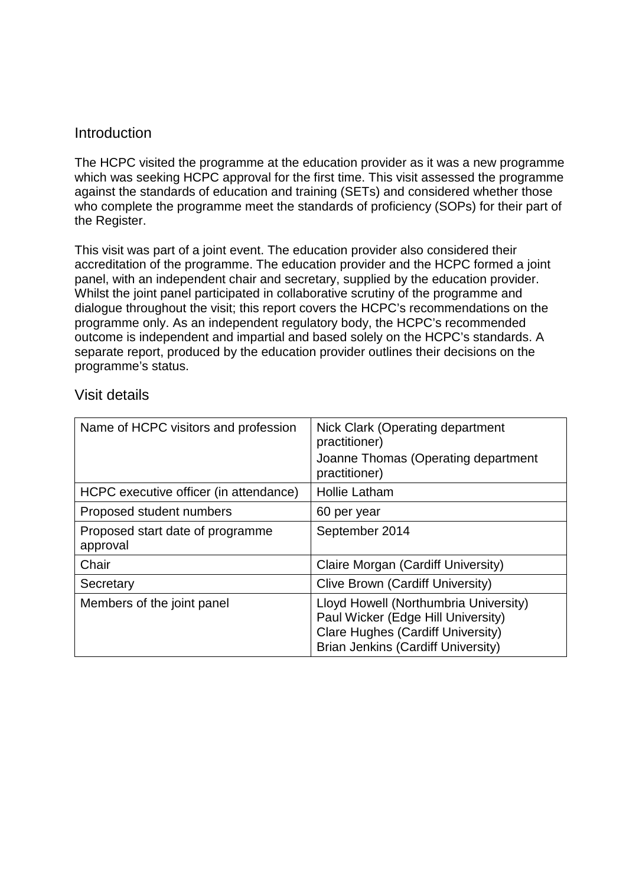## Introduction

The HCPC visited the programme at the education provider as it was a new programme which was seeking HCPC approval for the first time. This visit assessed the programme against the standards of education and training (SETs) and considered whether those who complete the programme meet the standards of proficiency (SOPs) for their part of the Register.

This visit was part of a joint event. The education provider also considered their accreditation of the programme. The education provider and the HCPC formed a joint panel, with an independent chair and secretary, supplied by the education provider. Whilst the joint panel participated in collaborative scrutiny of the programme and dialogue throughout the visit; this report covers the HCPC's recommendations on the programme only. As an independent regulatory body, the HCPC's recommended outcome is independent and impartial and based solely on the HCPC's standards. A separate report, produced by the education provider outlines their decisions on the programme's status.

## Visit details

| | |
|---|---|
| Name of HCPC visitors and profession | Nick Clark (Operating department practitioner)<br>Joanne Thomas (Operating department practitioner) |
| HCPC executive officer (in attendance) | Hollie Latham |
| Proposed student numbers | 60 per year |
| Proposed start date of programme approval | September 2014 |
| Chair | Claire Morgan (Cardiff University) |
| Secretary | Clive Brown (Cardiff University) |
| Members of the joint panel | Lloyd Howell (Northumbria University)<br>Paul Wicker (Edge Hill University)<br>Clare Hughes (Cardiff University)<br>Brian Jenkins (Cardiff University) |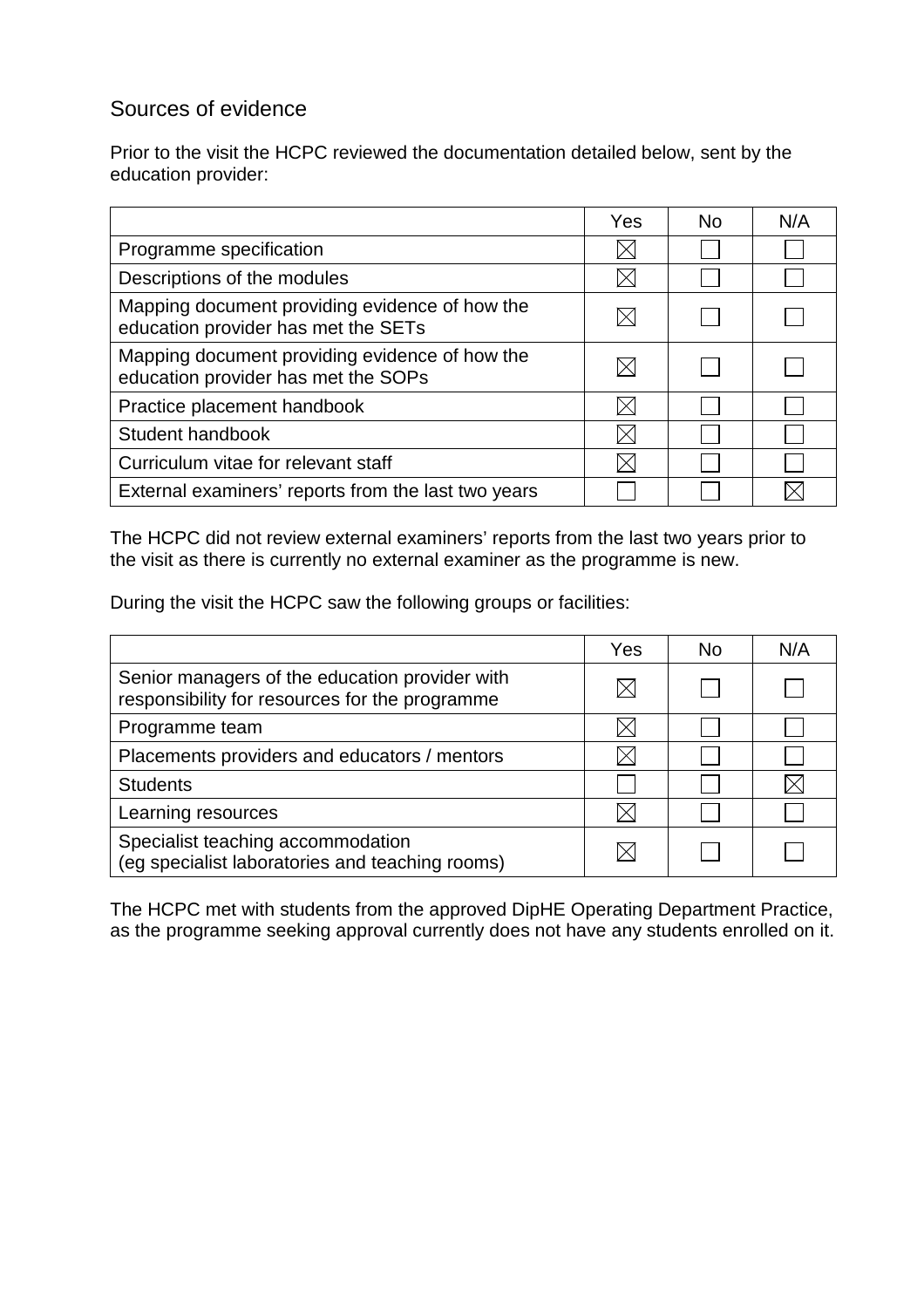## Sources of evidence

Prior to the visit the HCPC reviewed the documentation detailed below, sent by the education provider:

| | Yes | No | N/A |
|---|---|---|---|
| Programme specification | ☒ | ☐ | ☐ |
| Descriptions of the modules | ☒ | ☐ | ☐ |
| Mapping document providing evidence of how the education provider has met the SETs | ☒ | ☐ | ☐ |
| Mapping document providing evidence of how the education provider has met the SOPs | ☒ | ☐ | ☐ |
| Practice placement handbook | ☒ | ☐ | ☐ |
| Student handbook | ☒ | ☐ | ☐ |
| Curriculum vitae for relevant staff | ☒ | ☐ | ☐ |
| External examiners' reports from the last two years | ☐ | ☐ | ☒ |

The HCPC did not review external examiners' reports from the last two years prior to the visit as there is currently no external examiner as the programme is new.

During the visit the HCPC saw the following groups or facilities:

| | Yes | No | N/A |
|---|---|---|---|
| Senior managers of the education provider with responsibility for resources for the programme | ☒ | ☐ | ☐ |
| Programme team | ☒ | ☐ | ☐ |
| Placements providers and educators / mentors | ☒ | ☐ | ☐ |
| Students | ☐ | ☐ | ☒ |
| Learning resources | ☒ | ☐ | ☐ |
| Specialist teaching accommodation (eg specialist laboratories and teaching rooms) | ☒ | ☐ | ☐ |

The HCPC met with students from the approved DipHE Operating Department Practice, as the programme seeking approval currently does not have any students enrolled on it.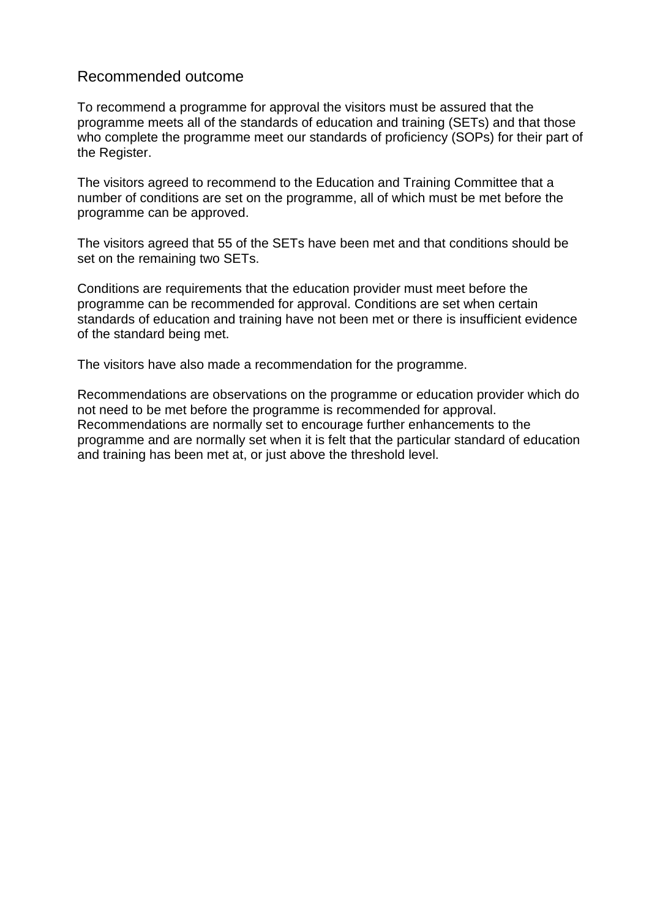## Recommended outcome

To recommend a programme for approval the visitors must be assured that the programme meets all of the standards of education and training (SETs) and that those who complete the programme meet our standards of proficiency (SOPs) for their part of the Register.

The visitors agreed to recommend to the Education and Training Committee that a number of conditions are set on the programme, all of which must be met before the programme can be approved.

The visitors agreed that 55 of the SETs have been met and that conditions should be set on the remaining two SETs.

Conditions are requirements that the education provider must meet before the programme can be recommended for approval. Conditions are set when certain standards of education and training have not been met or there is insufficient evidence of the standard being met.

The visitors have also made a recommendation for the programme.

Recommendations are observations on the programme or education provider which do not need to be met before the programme is recommended for approval. Recommendations are normally set to encourage further enhancements to the programme and are normally set when it is felt that the particular standard of education and training has been met at, or just above the threshold level.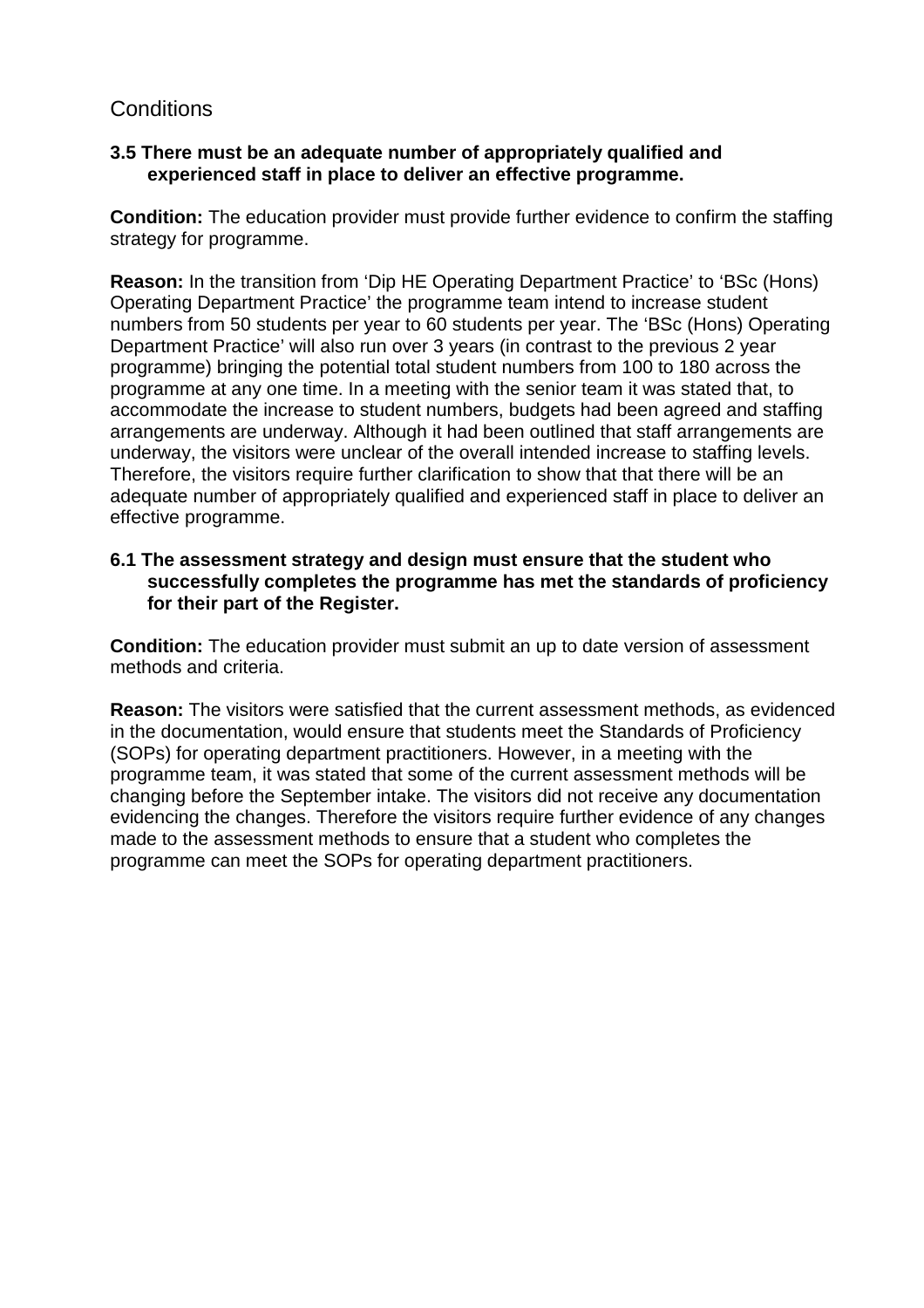## Conditions

**3.5 There must be an adequate number of appropriately qualified and experienced staff in place to deliver an effective programme.**

**Condition:** The education provider must provide further evidence to confirm the staffing strategy for programme.

**Reason:** In the transition from 'Dip HE Operating Department Practice' to 'BSc (Hons) Operating Department Practice' the programme team intend to increase student numbers from 50 students per year to 60 students per year. The 'BSc (Hons) Operating Department Practice' will also run over 3 years (in contrast to the previous 2 year programme) bringing the potential total student numbers from 100 to 180 across the programme at any one time. In a meeting with the senior team it was stated that, to accommodate the increase to student numbers, budgets had been agreed and staffing arrangements are underway. Although it had been outlined that staff arrangements are underway, the visitors were unclear of the overall intended increase to staffing levels. Therefore, the visitors require further clarification to show that that there will be an adequate number of appropriately qualified and experienced staff in place to deliver an effective programme.

**6.1 The assessment strategy and design must ensure that the student who successfully completes the programme has met the standards of proficiency for their part of the Register.**

**Condition:** The education provider must submit an up to date version of assessment methods and criteria.

**Reason:** The visitors were satisfied that the current assessment methods, as evidenced in the documentation, would ensure that students meet the Standards of Proficiency (SOPs) for operating department practitioners. However, in a meeting with the programme team, it was stated that some of the current assessment methods will be changing before the September intake. The visitors did not receive any documentation evidencing the changes. Therefore the visitors require further evidence of any changes made to the assessment methods to ensure that a student who completes the programme can meet the SOPs for operating department practitioners.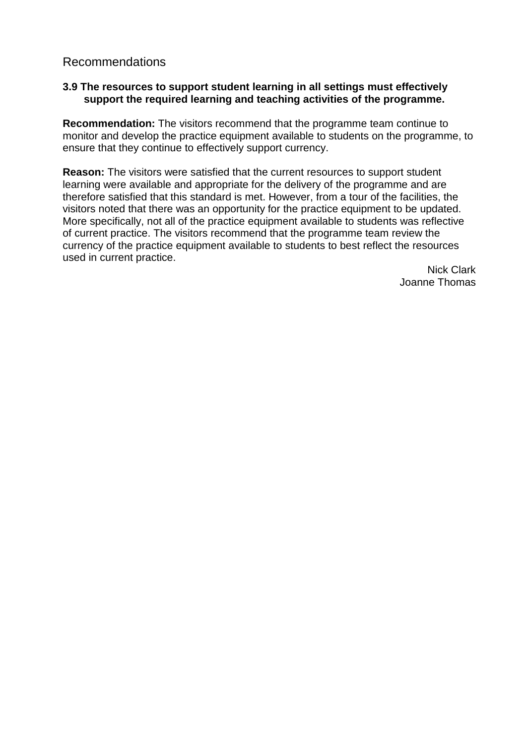## Recommendations

**3.9 The resources to support student learning in all settings must effectively support the required learning and teaching activities of the programme.**

**Recommendation:** The visitors recommend that the programme team continue to monitor and develop the practice equipment available to students on the programme, to ensure that they continue to effectively support currency.

**Reason:** The visitors were satisfied that the current resources to support student learning were available and appropriate for the delivery of the programme and are therefore satisfied that this standard is met. However, from a tour of the facilities, the visitors noted that there was an opportunity for the practice equipment to be updated. More specifically, not all of the practice equipment available to students was reflective of current practice. The visitors recommend that the programme team review the currency of the practice equipment available to students to best reflect the resources used in current practice.

Nick Clark
Joanne Thomas